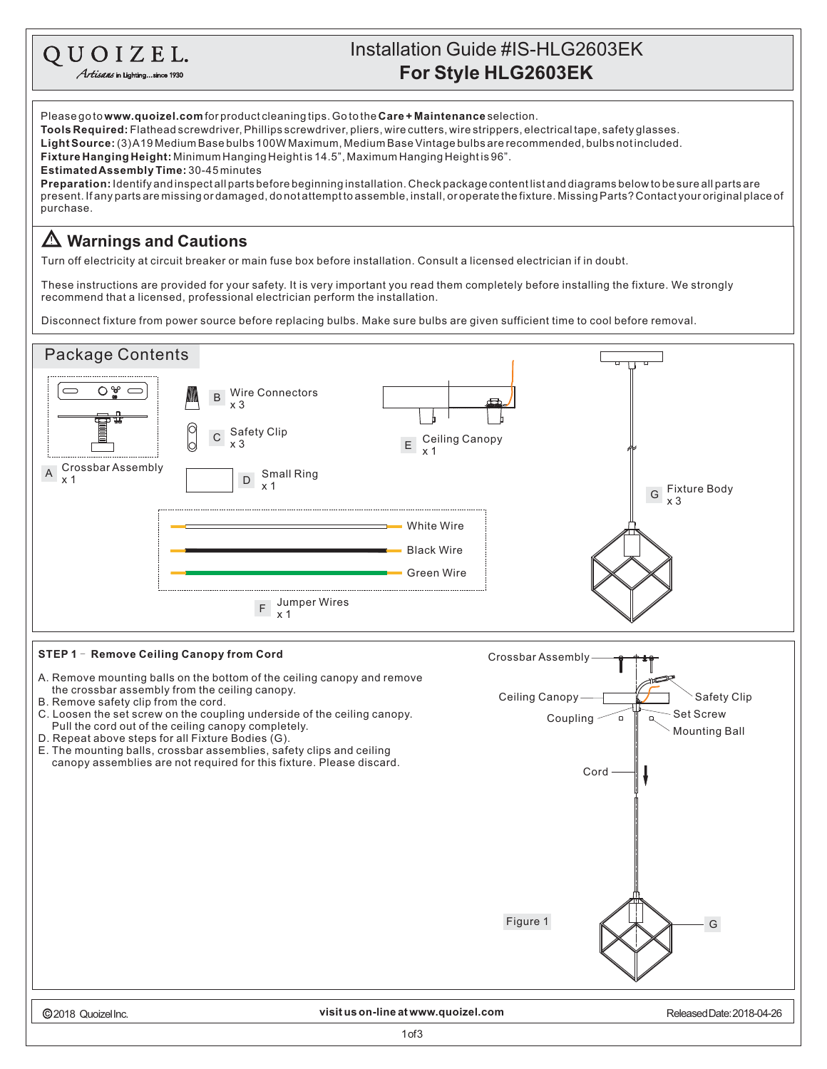QUOIZEL.
*Artisans in Lighting...since 1930*

# Installation Guide #IS-HLG2603EK
## For Style HLG2603EK

Please go to **www.quoizel.com** for product cleaning tips. Go to the **Care + Maintenance** selection.
**Tools Required:** Flathead screwdriver, Phillips screwdriver, pliers, wire cutters, wire strippers, electrical tape, safety glasses.
**Light Source:** (3) A19 Medium Base bulbs 100W Maximum, Medium Base Vintage bulbs are recommended, bulbs not included.
**Fixture Hanging Height:** Minimum Hanging Height is 14.5", Maximum Hanging Height is 96".
**Estimated Assembly Time:** 30-45 minutes
**Preparation:** Identify and inspect all parts before beginning installation. Check package content list and diagrams below to be sure all parts are present. If any parts are missing or damaged, do not attempt to assemble, install, or operate the fixture. Missing Parts? Contact your original place of purchase.

## ⚠ Warnings and Cautions

Turn off electricity at circuit breaker or main fuse box before installation. Consult a licensed electrician if in doubt.

These instructions are provided for your safety. It is very important you read them completely before installing the fixture. We strongly recommend that a licensed, professional electrician perform the installation.

Disconnect fixture from power source before replacing bulbs. Make sure bulbs are given sufficient time to cool before removal.

## Package Contents

- A Crossbar Assembly x 1
- B Wire Connectors x 3
- C Safety Clip x 3
- D Small Ring x 1
- E Ceiling Canopy x 1
- F Jumper Wires x 1 (White Wire, Black Wire, Green Wire)
- G Fixture Body x 3

### STEP 1 – Remove Ceiling Canopy from Cord

A. Remove mounting balls on the bottom of the ceiling canopy and remove the crossbar assembly from the ceiling canopy.
B. Remove safety clip from the cord.
C. Loosen the set screw on the coupling underside of the ceiling canopy. Pull the cord out of the ceiling canopy completely.
D. Repeat above steps for all Fixture Bodies (G).
E. The mounting balls, crossbar assemblies, safety clips and ceiling canopy assemblies are not required for this fixture. Please discard.

Crossbar Assembly, Ceiling Canopy, Safety Clip, Coupling, Set Screw, Mounting Ball, Cord, G

Figure 1

©2018 Quoizel Inc. visit us on-line at www.quoizel.com Released Date: 2018-04-26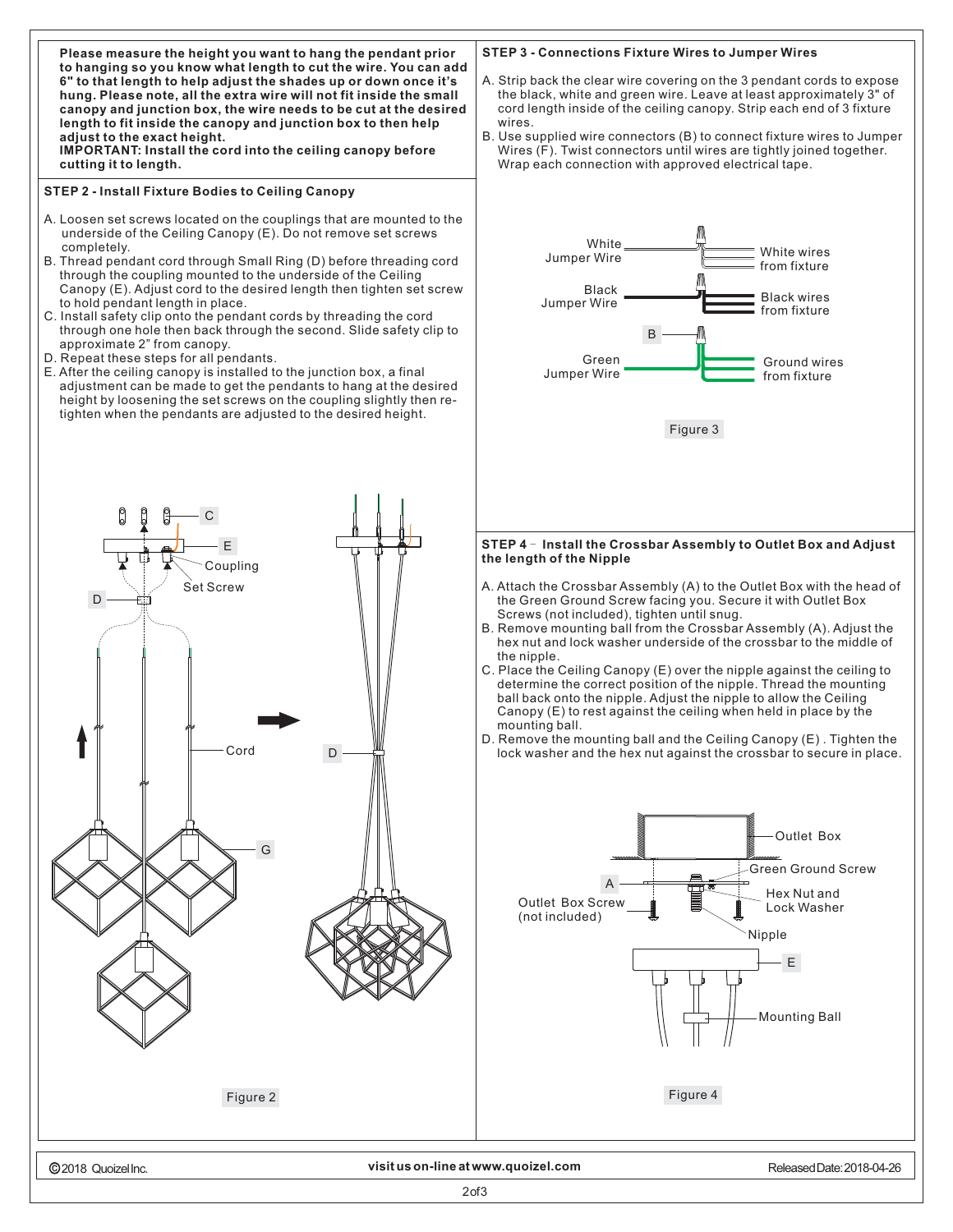**Please measure the height you want to hang the pendant prior to hanging so you know what length to cut the wire. You can add 6" to that length to help adjust the shades up or down once it's hung. Please note, all the extra wire will not fit inside the small canopy and junction box, the wire needs to be cut at the desired length to fit inside the canopy and junction box to then help adjust to the exact height.**
**IMPORTANT: Install the cord into the ceiling canopy before cutting it to length.**

### STEP 2 - Install Fixture Bodies to Ceiling Canopy

A. Loosen set screws located on the couplings that are mounted to the underside of the Ceiling Canopy (E). Do not remove set screws completely.
B. Thread pendant cord through Small Ring (D) before threading cord through the coupling mounted to the underside of the Ceiling Canopy (E). Adjust cord to the desired length then tighten set screw to hold pendant length in place.
C. Install safety clip onto the pendant cords by threading the cord through one hole then back through the second. Slide safety clip to approximate 2" from canopy.
D. Repeat these steps for all pendants.
E. After the ceiling canopy is installed to the junction box, a final adjustment can be made to get the pendants to hang at the desired height by loosening the set screws on the coupling slightly then re-tighten when the pendants are adjusted to the desired height.

C, E, Coupling, Set Screw, D, Cord, G

Figure 2

### STEP 3 - Connections Fixture Wires to Jumper Wires

A. Strip back the clear wire covering on the 3 pendant cords to expose the black, white and green wire. Leave at least approximately 3" of cord length inside of the ceiling canopy. Strip each end of 3 fixture wires.
B. Use supplied wire connectors (B) to connect fixture wires to Jumper Wires (F). Twist connectors until wires are tightly joined together. Wrap each connection with approved electrical tape.

White Jumper Wire — White wires from fixture
Black Jumper Wire — Black wires from fixture
B
Green Jumper Wire — Ground wires from fixture

Figure 3

### STEP 4 – Install the Crossbar Assembly to Outlet Box and Adjust the length of the Nipple

A. Attach the Crossbar Assembly (A) to the Outlet Box with the head of the Green Ground Screw facing you. Secure it with Outlet Box Screws (not included), tighten until snug.
B. Remove mounting ball from the Crossbar Assembly (A). Adjust the hex nut and lock washer underside of the crossbar to the middle of the nipple.
C. Place the Ceiling Canopy (E) over the nipple against the ceiling to determine the correct position of the nipple. Thread the mounting ball back onto the nipple. Adjust the nipple to allow the Ceiling Canopy (E) to rest against the ceiling when held in place by the mounting ball.
D. Remove the mounting ball and the Ceiling Canopy (E) . Tighten the lock washer and the hex nut against the crossbar to secure in place.

Outlet Box, Green Ground Screw, A, Hex Nut and Lock Washer, Outlet Box Screw (not included), Nipple, E, Mounting Ball

Figure 4

©2018 Quoizel Inc. visit us on-line at www.quoizel.com Released Date: 2018-04-26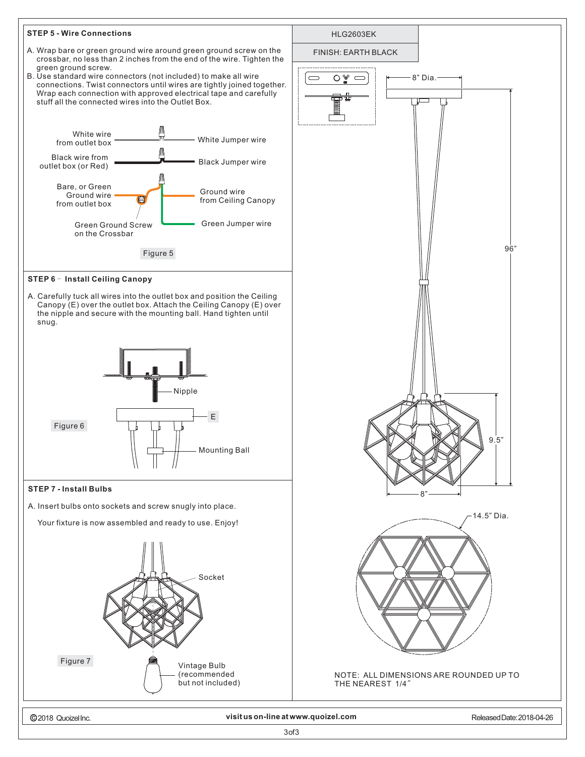## STEP 5 - Wire Connections

A. Wrap bare or green ground wire around green ground screw on the crossbar, no less than 2 inches from the end of the wire. Tighten the green ground screw.
B. Use standard wire connectors (not included) to make all wire connections. Twist connectors until wires are tightly joined together. Wrap each connection with approved electrical tape and carefully stuff all the connected wires into the Outlet Box.

White wire from outlet box
White Jumper wire
Black wire from outlet box (or Red)
Black Jumper wire
Bare, or Green Ground wire from outlet box
Ground wire from Ceiling Canopy
Green Jumper wire
Green Ground Screw on the Crossbar

Figure 5

## STEP 6 – Install Ceiling Canopy

A. Carefully tuck all wires into the outlet box and position the Ceiling Canopy (E) over the outlet box. Attach the Ceiling Canopy (E) over the nipple and secure with the mounting ball. Hand tighten until snug.

Nipple
E
Mounting Ball

Figure 6

## STEP 7 - Install Bulbs

A. Insert bulbs onto sockets and screw snugly into place.

Your fixture is now assembled and ready to use. Enjoy!

Socket
Vintage Bulb (recommended but not included)

Figure 7

HLG2603EK

FINISH: EARTH BLACK

8" Dia.
96"
9.5"
8"
14.5" Dia.

NOTE: ALL DIMENSIONS ARE ROUNDED UP TO THE NEAREST 1/4″

©2018 Quoizel Inc.

visit us on-line at www.quoizel.com

Released Date: 2018-04-26